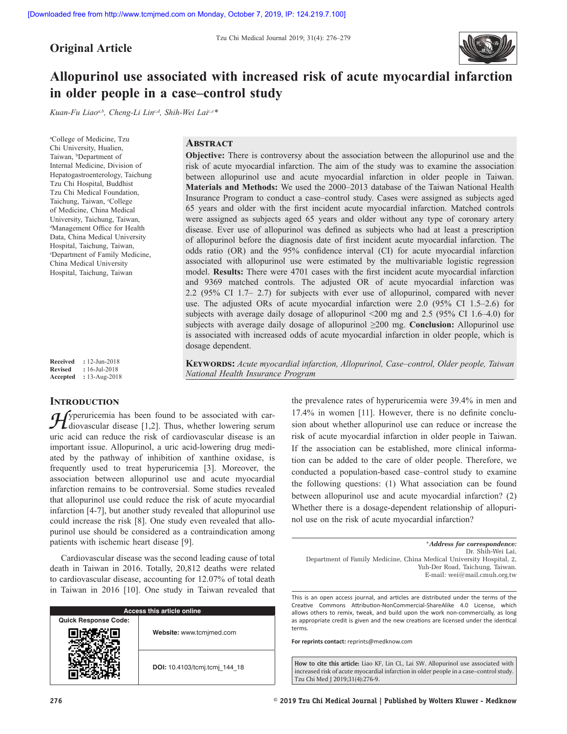## Original Article

# Allopurinol use associated with increased risk of acute myocardial infarction in older people in a case–control study

*Kuan-Fu Liao[a,b], Cheng-Li Lin[c,d], Shih-Wei Lai[c,e]**

[a]College of Medicine, Tzu Chi University, Hualien, Taiwan, [b]Department of Internal Medicine, Division of Hepatogastroenterology, Taichung Tzu Chi Hospital, Buddhist Tzu Chi Medical Foundation, Taichung, Taiwan, [c]College of Medicine, China Medical University, Taichung, Taiwan, [d]Management Office for Health Data, China Medical University Hospital, Taichung, Taiwan, [e]Department of Family Medicine, China Medical University Hospital, Taichung, Taiwan

**Received** : 12-Jun-2018
**Revised** : 16-Jul-2018
**Accepted** : 13-Aug-2018

## Abstract

**Objective:** There is controversy about the association between the allopurinol use and the risk of acute myocardial infarction. The aim of the study was to examine the association between allopurinol use and acute myocardial infarction in older people in Taiwan. **Materials and Methods:** We used the 2000–2013 database of the Taiwan National Health Insurance Program to conduct a case–control study. Cases were assigned as subjects aged 65 years and older with the first incident acute myocardial infarction. Matched controls were assigned as subjects aged 65 years and older without any type of coronary artery disease. Ever use of allopurinol was defined as subjects who had at least a prescription of allopurinol before the diagnosis date of first incident acute myocardial infarction. The odds ratio (OR) and the 95% confidence interval (CI) for acute myocardial infarction associated with allopurinol use were estimated by the multivariable logistic regression model. **Results:** There were 4701 cases with the first incident acute myocardial infarction and 9369 matched controls. The adjusted OR of acute myocardial infarction was 2.2 (95% CI 1.7– 2.7) for subjects with ever use of allopurinol, compared with never use. The adjusted ORs of acute myocardial infarction were 2.0 (95% CI 1.5–2.6) for subjects with average daily dosage of allopurinol <200 mg and 2.5 (95% CI 1.6–4.0) for subjects with average daily dosage of allopurinol ≥200 mg. **Conclusion:** Allopurinol use is associated with increased odds of acute myocardial infarction in older people, which is dosage dependent.

**Keywords:** *Acute myocardial infarction, Allopurinol, Case–control, Older people, Taiwan National Health Insurance Program*

## Introduction

Hyperuricemia has been found to be associated with cardiovascular disease [1,2]. Thus, whether lowering serum uric acid can reduce the risk of cardiovascular disease is an important issue. Allopurinol, a uric acid-lowering drug mediated by the pathway of inhibition of xanthine oxidase, is frequently used to treat hyperuricemia [3]. Moreover, the association between allopurinol use and acute myocardial infarction remains to be controversial. Some studies revealed that allopurinol use could reduce the risk of acute myocardial infarction [4-7], but another study revealed that allopurinol use could increase the risk [8]. One study even revealed that allopurinol use should be considered as a contraindication among patients with ischemic heart disease [9].

Cardiovascular disease was the second leading cause of total death in Taiwan in 2016. Totally, 20,812 deaths were related to cardiovascular disease, accounting for 12.07% of total death in Taiwan in 2016 [10]. One study in Taiwan revealed that the prevalence rates of hyperuricemia were 39.4% in men and 17.4% in women [11]. However, there is no definite conclusion about whether allopurinol use can reduce or increase the risk of acute myocardial infarction in older people in Taiwan. If the association can be established, more clinical information can be added to the care of older people. Therefore, we conducted a population-based case–control study to examine the following questions: (1) What association can be found between allopurinol use and acute myocardial infarction? (2) Whether there is a dosage-dependent relationship of allopurinol use on the risk of acute myocardial infarction?

*\*Address for correspondence:*
Dr. Shih-Wei Lai,
Department of Family Medicine, China Medical University Hospital, 2, Yuh-Der Road, Taichung, Taiwan.
E-mail: wei@mail.cmuh.org.tw

| Access this article online | |
|---|---|
| Quick Response Code: | Website: www.tcmjmed.com |
| | DOI: 10.4103/tcmj.tcmj_144_18 |

This is an open access journal, and articles are distributed under the terms of the Creative Commons Attribution-NonCommercial-ShareAlike 4.0 License, which allows others to remix, tweak, and build upon the work non-commercially, as long as appropriate credit is given and the new creations are licensed under the identical terms.

**For reprints contact:** reprints@medknow.com

**How to cite this article:** Liao KF, Lin CL, Lai SW. Allopurinol use associated with increased risk of acute myocardial infarction in older people in a case–control study. Tzu Chi Med J 2019;31(4):276-9.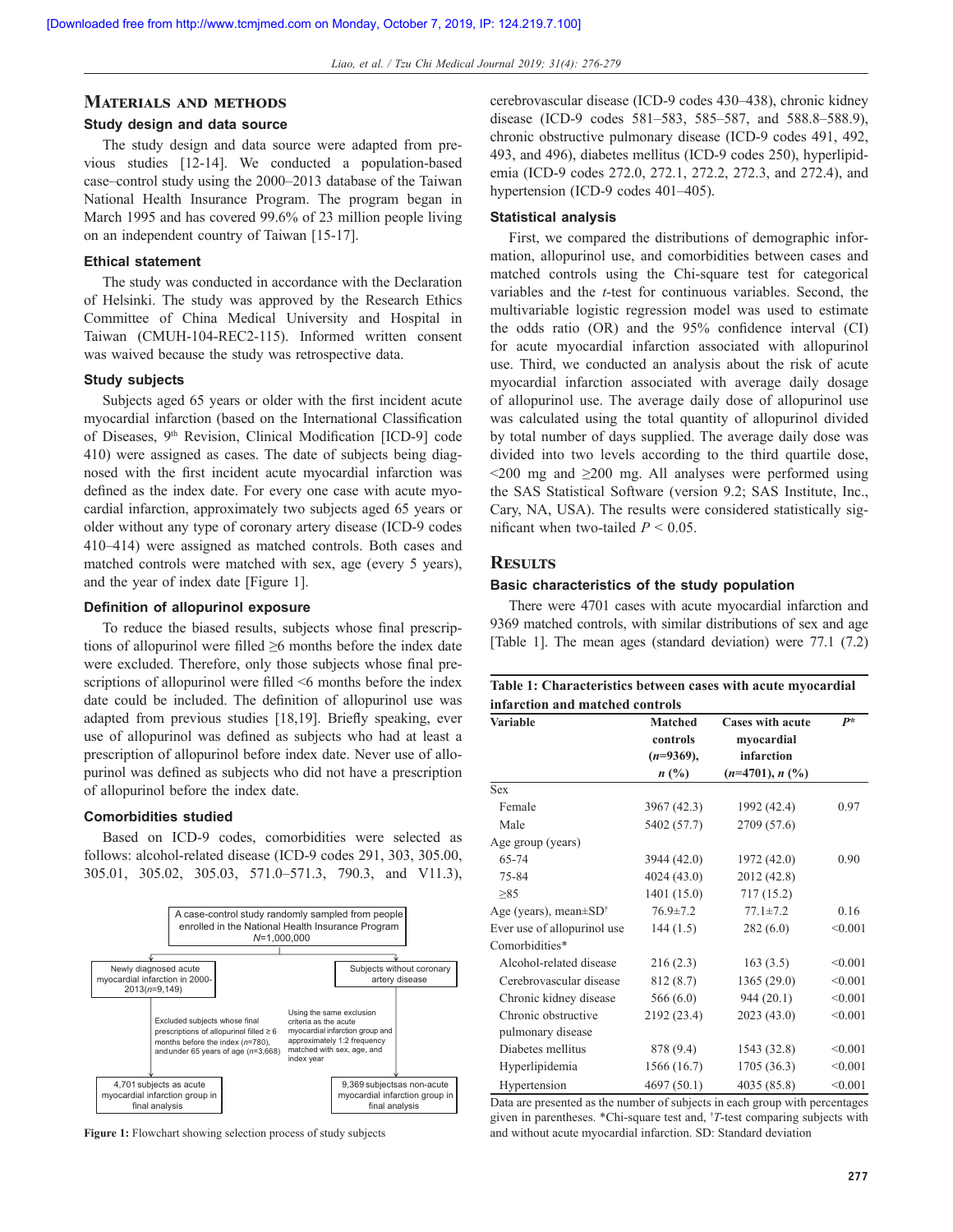## Materials and methods

### Study design and data source

The study design and data source were adapted from previous studies [12-14]. We conducted a population-based case–control study using the 2000–2013 database of the Taiwan National Health Insurance Program. The program began in March 1995 and has covered 99.6% of 23 million people living on an independent country of Taiwan [15-17].

### Ethical statement

The study was conducted in accordance with the Declaration of Helsinki. The study was approved by the Research Ethics Committee of China Medical University and Hospital in Taiwan (CMUH-104-REC2-115). Informed written consent was waived because the study was retrospective data.

### Study subjects

Subjects aged 65 years or older with the first incident acute myocardial infarction (based on the International Classification of Diseases, 9th Revision, Clinical Modification [ICD-9] code 410) were assigned as cases. The date of subjects being diagnosed with the first incident acute myocardial infarction was defined as the index date. For every one case with acute myocardial infarction, approximately two subjects aged 65 years or older without any type of coronary artery disease (ICD-9 codes 410–414) were assigned as matched controls. Both cases and matched controls were matched with sex, age (every 5 years), and the year of index date [Figure 1].

### Definition of allopurinol exposure

To reduce the biased results, subjects whose final prescriptions of allopurinol were filled ≥6 months before the index date were excluded. Therefore, only those subjects whose final prescriptions of allopurinol were filled <6 months before the index date could be included. The definition of allopurinol use was adapted from previous studies [18,19]. Briefly speaking, ever use of allopurinol was defined as subjects who had at least a prescription of allopurinol before index date. Never use of allopurinol was defined as subjects who did not have a prescription of allopurinol before the index date.

### Comorbidities studied

Based on ICD-9 codes, comorbidities were selected as follows: alcohol-related disease (ICD-9 codes 291, 303, 305.00, 305.01, 305.02, 305.03, 571.0–571.3, 790.3, and V11.3), cerebrovascular disease (ICD-9 codes 430–438), chronic kidney disease (ICD-9 codes 581–583, 585–587, and 588.8–588.9), chronic obstructive pulmonary disease (ICD-9 codes 491, 492, 493, and 496), diabetes mellitus (ICD-9 codes 250), hyperlipidemia (ICD-9 codes 272.0, 272.1, 272.2, 272.3, and 272.4), and hypertension (ICD-9 codes 401–405).

A case-control study randomly sampled from people enrolled in the National Health Insurance Program N=1,000,000

Newly diagnosed acute myocardial infarction in 2000-2013(n=9,149)

Subjects without coronary artery disease

Excluded subjects whose final prescriptions of allopurinol filled ≥ 6 months before the index (n=780), and under 65 years of age (n=3,668)

Using the same exclusion criteria as the acute myocardial infarction group and approximately 1:2 frequency matched with sex, age, and index year

4,701 subjects as acute myocardial infarction group in final analysis

9,369 subjectsas non-acute myocardial infarction group in final analysis

**Figure 1:** Flowchart showing selection process of study subjects

### Statistical analysis

First, we compared the distributions of demographic information, allopurinol use, and comorbidities between cases and matched controls using the Chi-square test for categorical variables and the *t*-test for continuous variables. Second, the multivariable logistic regression model was used to estimate the odds ratio (OR) and the 95% confidence interval (CI) for acute myocardial infarction associated with allopurinol use. Third, we conducted an analysis about the risk of acute myocardial infarction associated with average daily dosage of allopurinol use. The average daily dose of allopurinol use was calculated using the total quantity of allopurinol divided by total number of days supplied. The average daily dose was divided into two levels according to the third quartile dose, <200 mg and ≥200 mg. All analyses were performed using the SAS Statistical Software (version 9.2; SAS Institute, Inc., Cary, NA, USA). The results were considered statistically significant when two-tailed $P < 0.05$.

## Results

### Basic characteristics of the study population

There were 4701 cases with acute myocardial infarction and 9369 matched controls, with similar distributions of sex and age [Table 1]. The mean ages (standard deviation) were 77.1 (7.2)

**Table 1: Characteristics between cases with acute myocardial infarction and matched controls**

| Variable | Matched controls (*n*=9369), *n* (%) | Cases with acute myocardial infarction (*n*=4701), *n* (%) | *P** |
|---|---|---|---|
| Sex | | | |
| Female | 3967 (42.3) | 1992 (42.4) | 0.97 |
| Male | 5402 (57.7) | 2709 (57.6) | |
| Age group (years) | | | |
| 65-74 | 3944 (42.0) | 1972 (42.0) | 0.90 |
| 75-84 | 4024 (43.0) | 2012 (42.8) | |
| ≥85 | 1401 (15.0) | 717 (15.2) | |
| Age (years), mean±SD† | 76.9±7.2 | 77.1±7.2 | 0.16 |
| Ever use of allopurinol use | 144 (1.5) | 282 (6.0) | <0.001 |
| Comorbidities* | | | |
| Alcohol-related disease | 216 (2.3) | 163 (3.5) | <0.001 |
| Cerebrovascular disease | 812 (8.7) | 1365 (29.0) | <0.001 |
| Chronic kidney disease | 566 (6.0) | 944 (20.1) | <0.001 |
| Chronic obstructive pulmonary disease | 2192 (23.4) | 2023 (43.0) | <0.001 |
| Diabetes mellitus | 878 (9.4) | 1543 (32.8) | <0.001 |
| Hyperlipidemia | 1566 (16.7) | 1705 (36.3) | <0.001 |
| Hypertension | 4697 (50.1) | 4035 (85.8) | <0.001 |

Data are presented as the number of subjects in each group with percentages given in parentheses. *Chi-square test and, †*T*-test comparing subjects with and without acute myocardial infarction. SD: Standard deviation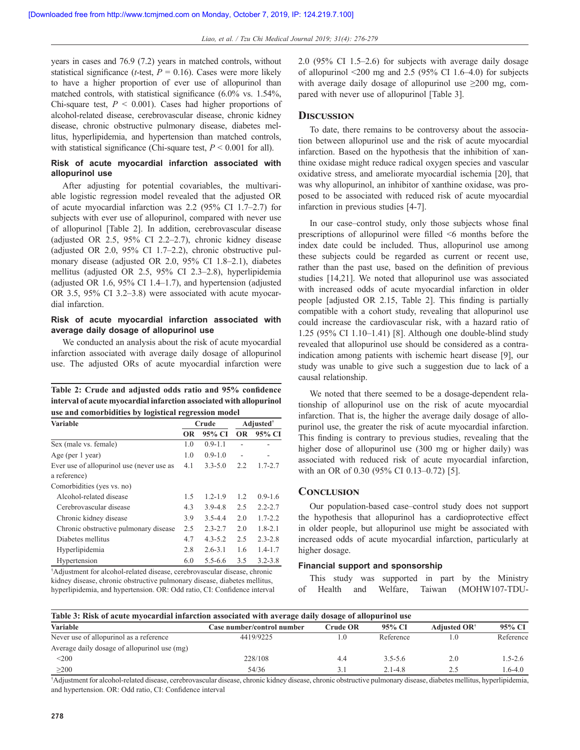years in cases and 76.9 (7.2) years in matched controls, without statistical significance (*t*-test, $P = 0.16$). Cases were more likely to have a higher proportion of ever use of allopurinol than matched controls, with statistical significance (6.0% vs. 1.54%, Chi-square test, $P < 0.001$). Cases had higher proportions of alcohol-related disease, cerebrovascular disease, chronic kidney disease, chronic obstructive pulmonary disease, diabetes mellitus, hyperlipidemia, and hypertension than matched controls, with statistical significance (Chi-square test, $P < 0.001$ for all).

### Risk of acute myocardial infarction associated with allopurinol use

After adjusting for potential covariables, the multivariable logistic regression model revealed that the adjusted OR of acute myocardial infarction was 2.2 (95% CI 1.7–2.7) for subjects with ever use of allopurinol, compared with never use of allopurinol [Table 2]. In addition, cerebrovascular disease (adjusted OR 2.5, 95% CI 2.2–2.7), chronic kidney disease (adjusted OR 2.0, 95% CI 1.7–2.2), chronic obstructive pulmonary disease (adjusted OR 2.0, 95% CI 1.8–2.1), diabetes mellitus (adjusted OR 2.5, 95% CI 2.3–2.8), hyperlipidemia (adjusted OR 1.6, 95% CI 1.4–1.7), and hypertension (adjusted OR 3.5, 95% CI 3.2–3.8) were associated with acute myocardial infarction.

### Risk of acute myocardial infarction associated with average daily dosage of allopurinol use

We conducted an analysis about the risk of acute myocardial infarction associated with average daily dosage of allopurinol use. The adjusted ORs of acute myocardial infarction were 2.0 (95% CI 1.5–2.6) for subjects with average daily dosage of allopurinol <200 mg and 2.5 (95% CI 1.6–4.0) for subjects with average daily dosage of allopurinol use ≥200 mg, compared with never use of allopurinol [Table 3].

**Table 2: Crude and adjusted odds ratio and 95% confidence interval of acute myocardial infarction associated with allopurinol use and comorbidities by logistical regression model**

| Variable | Crude | | Adjusted† | |
|---|---|---|---|---|
| | OR | 95% CI | OR | 95% CI |
| Sex (male vs. female) | 1.0 | 0.9-1.1 | - | - |
| Age (per 1 year) | 1.0 | 0.9-1.0 | - | - |
| Ever use of allopurinol use (never use as a reference) | 4.1 | 3.3-5.0 | 2.2 | 1.7-2.7 |
| Comorbidities (yes vs. no) | | | | |
| Alcohol-related disease | 1.5 | 1.2-1.9 | 1.2 | 0.9-1.6 |
| Cerebrovascular disease | 4.3 | 3.9-4.8 | 2.5 | 2.2-2.7 |
| Chronic kidney disease | 3.9 | 3.5-4.4 | 2.0 | 1.7-2.2 |
| Chronic obstructive pulmonary disease | 2.5 | 2.3-2.7 | 2.0 | 1.8-2.1 |
| Diabetes mellitus | 4.7 | 4.3-5.2 | 2.5 | 2.3-2.8 |
| Hyperlipidemia | 2.8 | 2.6-3.1 | 1.6 | 1.4-1.7 |
| Hypertension | 6.0 | 5.5-6.6 | 3.5 | 3.2-3.8 |

†Adjustment for alcohol-related disease, cerebrovascular disease, chronic kidney disease, chronic obstructive pulmonary disease, diabetes mellitus, hyperlipidemia, and hypertension. OR: Odd ratio, CI: Confidence interval

## Discussion

To date, there remains to be controversy about the association between allopurinol use and the risk of acute myocardial infarction. Based on the hypothesis that the inhibition of xanthine oxidase might reduce radical oxygen species and vascular oxidative stress, and ameliorate myocardial ischemia [20], that was why allopurinol, an inhibitor of xanthine oxidase, was proposed to be associated with reduced risk of acute myocardial infarction in previous studies [4-7].

In our case–control study, only those subjects whose final prescriptions of allopurinol were filled <6 months before the index date could be included. Thus, allopurinol use among these subjects could be regarded as current or recent use, rather than the past use, based on the definition of previous studies [14,21]. We noted that allopurinol use was associated with increased odds of acute myocardial infarction in older people [adjusted OR 2.15, Table 2]. This finding is partially compatible with a cohort study, revealing that allopurinol use could increase the cardiovascular risk, with a hazard ratio of 1.25 (95% CI 1.10–1.41) [8]. Although one double-blind study revealed that allopurinol use should be considered as a contraindication among patients with ischemic heart disease [9], our study was unable to give such a suggestion due to lack of a causal relationship.

We noted that there seemed to be a dosage-dependent relationship of allopurinol use on the risk of acute myocardial infarction. That is, the higher the average daily dosage of allopurinol use, the greater the risk of acute myocardial infarction. This finding is contrary to previous studies, revealing that the higher dose of allopurinol use (300 mg or higher daily) was associated with reduced risk of acute myocardial infarction, with an OR of 0.30 (95% CI 0.13–0.72) [5].

## Conclusion

Our population-based case–control study does not support the hypothesis that allopurinol has a cardioprotective effect in older people, but allopurinol use might be associated with increased odds of acute myocardial infarction, particularly at higher dosage.

### Financial support and sponsorship

This study was supported in part by the Ministry of Health and Welfare, Taiwan (MOHW107-TDU-

**Table 3: Risk of acute myocardial infarction associated with average daily dosage of allopurinol use**

| Variable | Case number/control number | Crude OR | 95% CI | Adjusted OR† | 95% CI |
|---|---|---|---|---|---|
| Never use of allopurinol as a reference | 4419/9225 | 1.0 | Reference | 1.0 | Reference |
| Average daily dosage of allopurinol use (mg) | | | | | |
| <200 | 228/108 | 4.4 | 3.5-5.6 | 2.0 | 1.5-2.6 |
| ≥200 | 54/36 | 3.1 | 2.1-4.8 | 2.5 | 1.6-4.0 |

†Adjustment for alcohol-related disease, cerebrovascular disease, chronic kidney disease, chronic obstructive pulmonary disease, diabetes mellitus, hyperlipidemia, and hypertension. OR: Odd ratio, CI: Confidence interval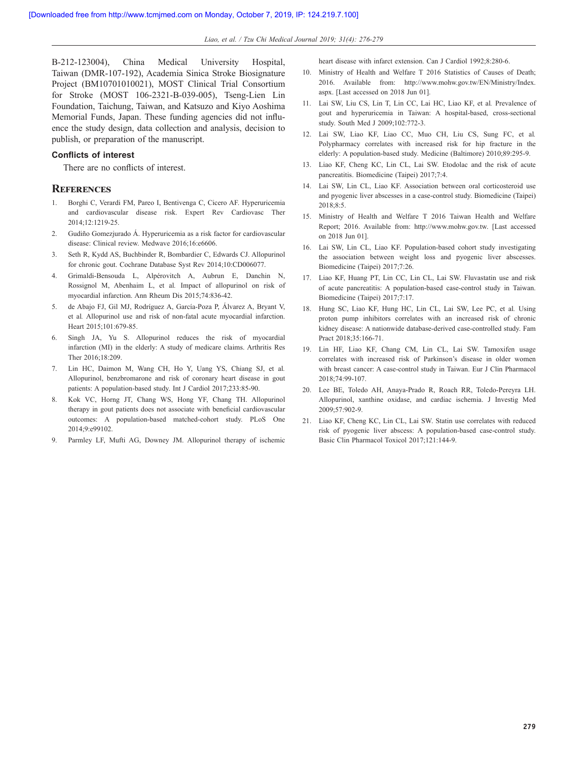B-212-123004), China Medical University Hospital, Taiwan (DMR-107-192), Academia Sinica Stroke Biosignature Project (BM10701010021), MOST Clinical Trial Consortium for Stroke (MOST 106-2321-B-039-005), Tseng-Lien Lin Foundation, Taichung, Taiwan, and Katsuzo and Kiyo Aoshima Memorial Funds, Japan. These funding agencies did not influence the study design, data collection and analysis, decision to publish, or preparation of the manuscript.

### Conflicts of interest

There are no conflicts of interest.

## References

1. Borghi C, Verardi FM, Pareo I, Bentivenga C, Cicero AF. Hyperuricemia and cardiovascular disease risk. Expert Rev Cardiovasc Ther 2014;12:1219-25.
2. Gudiño Gomezjurado Á. Hyperuricemia as a risk factor for cardiovascular disease: Clinical review. Medwave 2016;16:e6606.
3. Seth R, Kydd AS, Buchbinder R, Bombardier C, Edwards CJ. Allopurinol for chronic gout. Cochrane Database Syst Rev 2014;10:CD006077.
4. Grimaldi-Bensouda L, Alpérovitch A, Aubrun E, Danchin N, Rossignol M, Abenhaim L, et al. Impact of allopurinol on risk of myocardial infarction. Ann Rheum Dis 2015;74:836-42.
5. de Abajo FJ, Gil MJ, Rodríguez A, García-Poza P, Álvarez A, Bryant V, et al. Allopurinol use and risk of non-fatal acute myocardial infarction. Heart 2015;101:679-85.
6. Singh JA, Yu S. Allopurinol reduces the risk of myocardial infarction (MI) in the elderly: A study of medicare claims. Arthritis Res Ther 2016;18:209.
7. Lin HC, Daimon M, Wang CH, Ho Y, Uang YS, Chiang SJ, et al. Allopurinol, benzbromarone and risk of coronary heart disease in gout patients: A population-based study. Int J Cardiol 2017;233:85-90.
8. Kok VC, Horng JT, Chang WS, Hong YF, Chang TH. Allopurinol therapy in gout patients does not associate with beneficial cardiovascular outcomes: A population-based matched-cohort study. PLoS One 2014;9:e99102.
9. Parmley LF, Mufti AG, Downey JM. Allopurinol therapy of ischemic heart disease with infarct extension. Can J Cardiol 1992;8:280-6.
10. Ministry of Health and Welfare T 2016 Statistics of Causes of Death; 2016. Available from: http://www.mohw.gov.tw/EN/Ministry/Index.aspx. [Last accessed on 2018 Jun 01].
11. Lai SW, Liu CS, Lin T, Lin CC, Lai HC, Liao KF, et al. Prevalence of gout and hyperuricemia in Taiwan: A hospital-based, cross-sectional study. South Med J 2009;102:772-3.
12. Lai SW, Liao KF, Liao CC, Muo CH, Liu CS, Sung FC, et al. Polypharmacy correlates with increased risk for hip fracture in the elderly: A population-based study. Medicine (Baltimore) 2010;89:295-9.
13. Liao KF, Cheng KC, Lin CL, Lai SW. Etodolac and the risk of acute pancreatitis. Biomedicine (Taipei) 2017;7:4.
14. Lai SW, Lin CL, Liao KF. Association between oral corticosteroid use and pyogenic liver abscesses in a case-control study. Biomedicine (Taipei) 2018;8:5.
15. Ministry of Health and Welfare T 2016 Taiwan Health and Welfare Report; 2016. Available from: http://www.mohw.gov.tw. [Last accessed on 2018 Jun 01].
16. Lai SW, Lin CL, Liao KF. Population-based cohort study investigating the association between weight loss and pyogenic liver abscesses. Biomedicine (Taipei) 2017;7:26.
17. Liao KF, Huang PT, Lin CC, Lin CL, Lai SW. Fluvastatin use and risk of acute pancreatitis: A population-based case-control study in Taiwan. Biomedicine (Taipei) 2017;7:17.
18. Hung SC, Liao KF, Hung HC, Lin CL, Lai SW, Lee PC, et al. Using proton pump inhibitors correlates with an increased risk of chronic kidney disease: A nationwide database-derived case-controlled study. Fam Pract 2018;35:166-71.
19. Lin HF, Liao KF, Chang CM, Lin CL, Lai SW. Tamoxifen usage correlates with increased risk of Parkinson's disease in older women with breast cancer: A case-control study in Taiwan. Eur J Clin Pharmacol 2018;74:99-107.
20. Lee BE, Toledo AH, Anaya-Prado R, Roach RR, Toledo-Pereyra LH. Allopurinol, xanthine oxidase, and cardiac ischemia. J Investig Med 2009;57:902-9.
21. Liao KF, Cheng KC, Lin CL, Lai SW. Statin use correlates with reduced risk of pyogenic liver abscess: A population-based case-control study. Basic Clin Pharmacol Toxicol 2017;121:144-9.